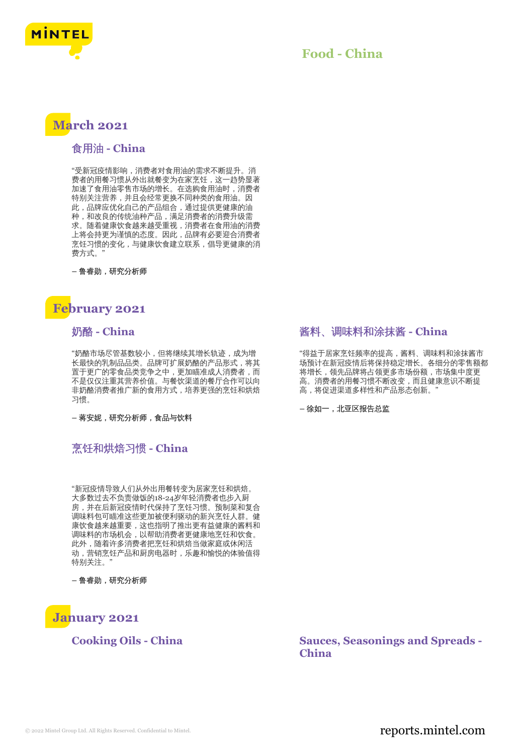# Food - China

## March 2021

### 食用油 - China

“受新冠疫情影响，消费者对食用油的需求不断提升。消费者的用餐习惯从外出就餐变为在家烹饪，这一趋势显著加速了食用油零售市场的增长。在选购食用油时，消费者特别关注营养，并且会经常更换不同种类的食用油。因此，品牌应优化自己的产品组合，通过提供更健康的油种，和改良的传统油种产品，满足消费者的消费升级需求。随着健康饮食越来越受重视，消费者在食用油的消费上将会持更为谨慎的态度。因此，品牌有必要迎合消费者烹饪习惯的变化，与健康饮食建立联系，倡导更健康的消费方式。”

**– 鲁睿勋，研究分析师**

## February 2021

### 奶酪 - China

“奶酪市场尽管基数较小，但将继续其增长轨迹，成为增长最快的乳制品品类。品牌可扩展奶酪的产品形式，将其置于更广的零食品类竞争之中，更加瞄准成人消费者，而不是仅仅注重其营养价值。与餐饮渠道的餐厅合作可以向非奶酪消费者推广新的食用方式，培养更强的烹饪和烘焙习惯。

**– 蒋安妮，研究分析师，食品与饮料**

### 烹饪和烘焙习惯 - China

“新冠疫情导致人们从外出用餐转变为居家烹饪和烘焙。大多数过去不负责做饭的18-24岁年轻消费者也步入厨房，并在后新冠疫情时代保持了烹饪习惯。预制菜和复合调味料包可瞄准这些更加被便利驱动的新兴烹饪人群。健康饮食越来越重要，这也指明了推出更有益健康的酱料和调味料的市场机会，以帮助消费者更健康地烹饪和饮食。此外，随着许多消费者把烹饪和烘焙当做家庭或休闲活动，营销烹饪产品和厨房电器时，乐趣和愉悦的体验值得特别关注。”

**– 鲁睿勋，研究分析师**

### 酱料、调味料和涂抹酱 - China

“得益于居家烹饪频率的提高，酱料、调味料和涂抹酱市场预计在新冠疫情后将保持稳定增长。各细分的零售额都将增长，领先品牌将占领更多市场份额，市场集中度更高。消费者的用餐习惯不断改变，而且健康意识不断提高，将促进渠道多样性和产品形态创新。”

**– 徐如一，北亚区报告总监**

## January 2021

### Cooking Oils - China

### Sauces, Seasonings and Spreads - China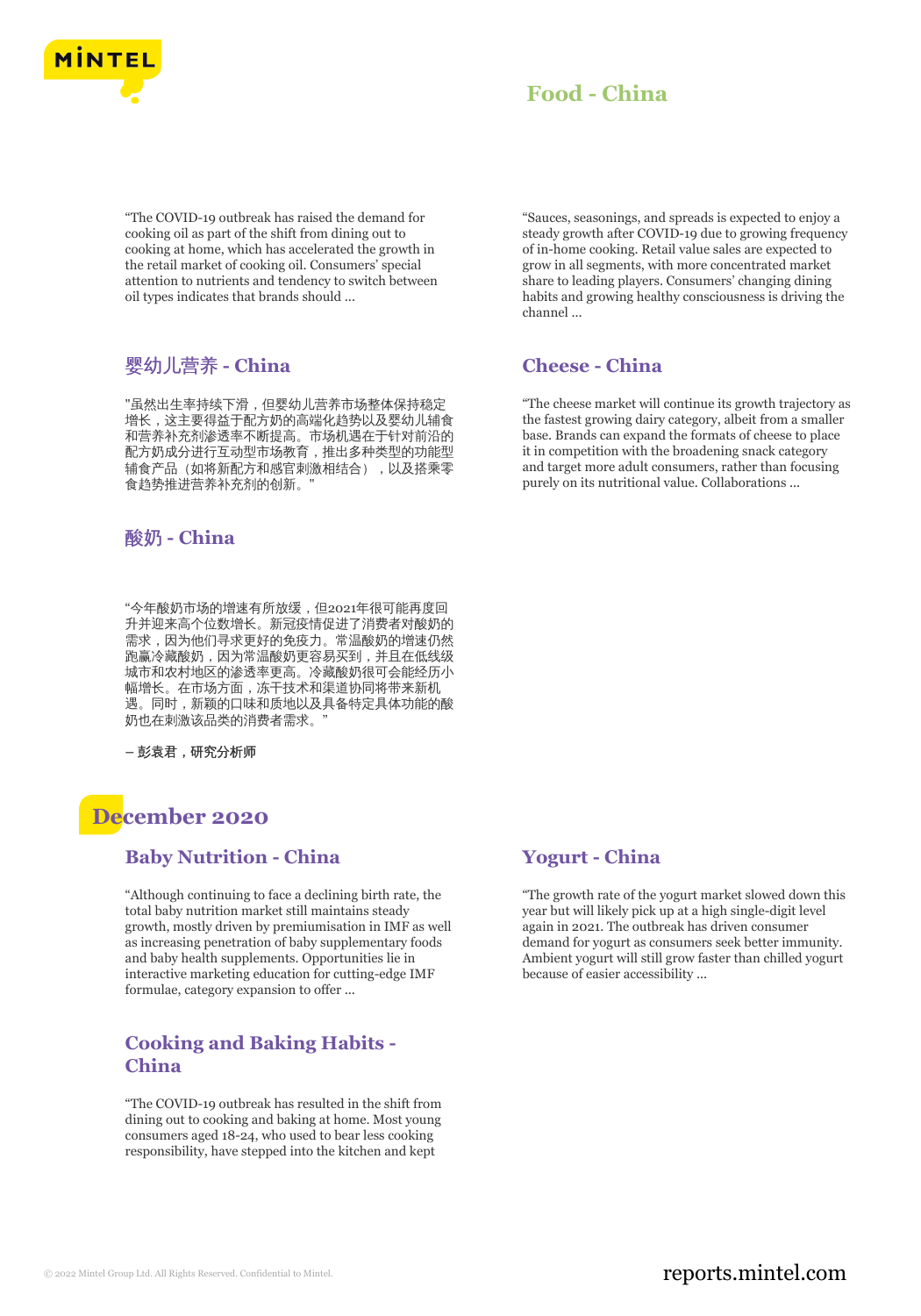“The COVID-19 outbreak has raised the demand for cooking oil as part of the shift from dining out to cooking at home, which has accelerated the growth in the retail market of cooking oil. Consumers' special attention to nutrients and tendency to switch between oil types indicates that brands should ...

“Sauces, seasonings, and spreads is expected to enjoy a steady growth after COVID-19 due to growing frequency of in-home cooking. Retail value sales are expected to grow in all segments, with more concentrated market share to leading players. Consumers' changing dining habits and growing healthy consciousness is driving the channel ...

### 婴幼儿营养 - China

"虽然出生率持续下滑，但婴幼儿营养市场整体保持稳定增长，这主要得益于配方奶的高端化趋势以及婴幼儿辅食和营养补充剂渗透率不断提高。市场机遇在于针对前沿的配方奶成分进行互动型市场教育，推出多种类型的功能型辅食产品（如将新配方和感官刺激相结合），以及搭乘零食趋势推进营养补充剂的创新。"

### Cheese - China

“The cheese market will continue its growth trajectory as the fastest growing dairy category, albeit from a smaller base. Brands can expand the formats of cheese to place it in competition with the broadening snack category and target more adult consumers, rather than focusing purely on its nutritional value. Collaborations ...

### 酸奶 - China

“今年酸奶市场的增速有所放缓，但2021年很可能再度回升并迎来高个位数增长。新冠疫情促进了消费者对酸奶的需求，因为他们寻求更好的免疫力。常温酸奶的增速仍然跑赢冷藏酸奶，因为常温酸奶更容易买到，并且在低线级城市和农村地区的渗透率更高。冷藏酸奶很可能会经历小幅增长。在市场方面，冻干技术和渠道协同将带来新机遇。同时，新颖的口味和质地以及具备特定具体功能的酸奶也在刺激该品类的消费者需求。”

**– 彭袁君，研究分析师**

## December 2020

### Baby Nutrition - China

“Although continuing to face a declining birth rate, the total baby nutrition market still maintains steady growth, mostly driven by premiumisation in IMF as well as increasing penetration of baby supplementary foods and baby health supplements. Opportunities lie in interactive marketing education for cutting-edge IMF formulae, category expansion to offer ...

### Yogurt - China

“The growth rate of the yogurt market slowed down this year but will likely pick up at a high single-digit level again in 2021. The outbreak has driven consumer demand for yogurt as consumers seek better immunity. Ambient yogurt will still grow faster than chilled yogurt because of easier accessibility ...

### Cooking and Baking Habits - China

“The COVID-19 outbreak has resulted in the shift from dining out to cooking and baking at home. Most young consumers aged 18-24, who used to bear less cooking responsibility, have stepped into the kitchen and kept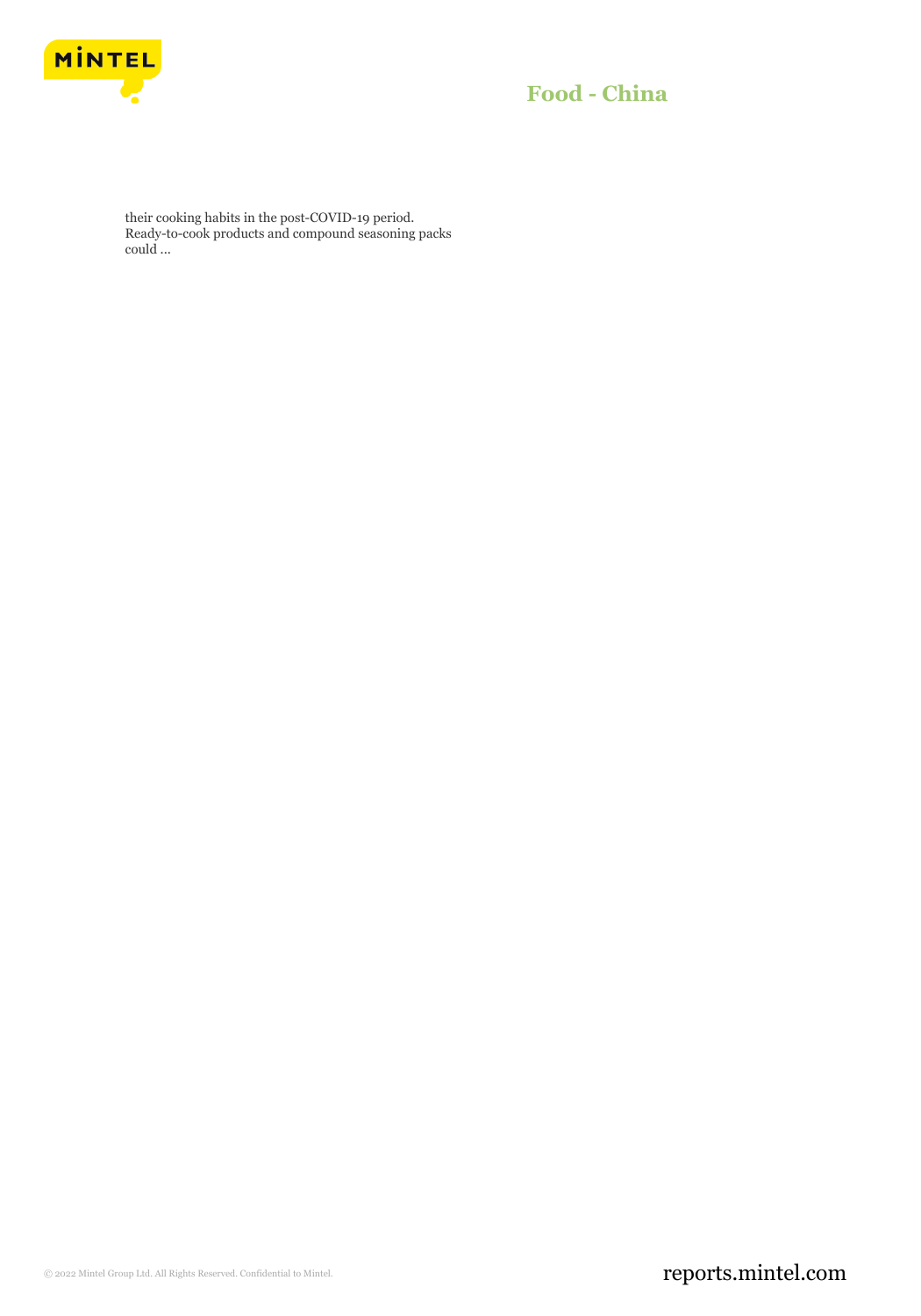their cooking habits in the post-COVID-19 period. Ready-to-cook products and compound seasoning packs could ...